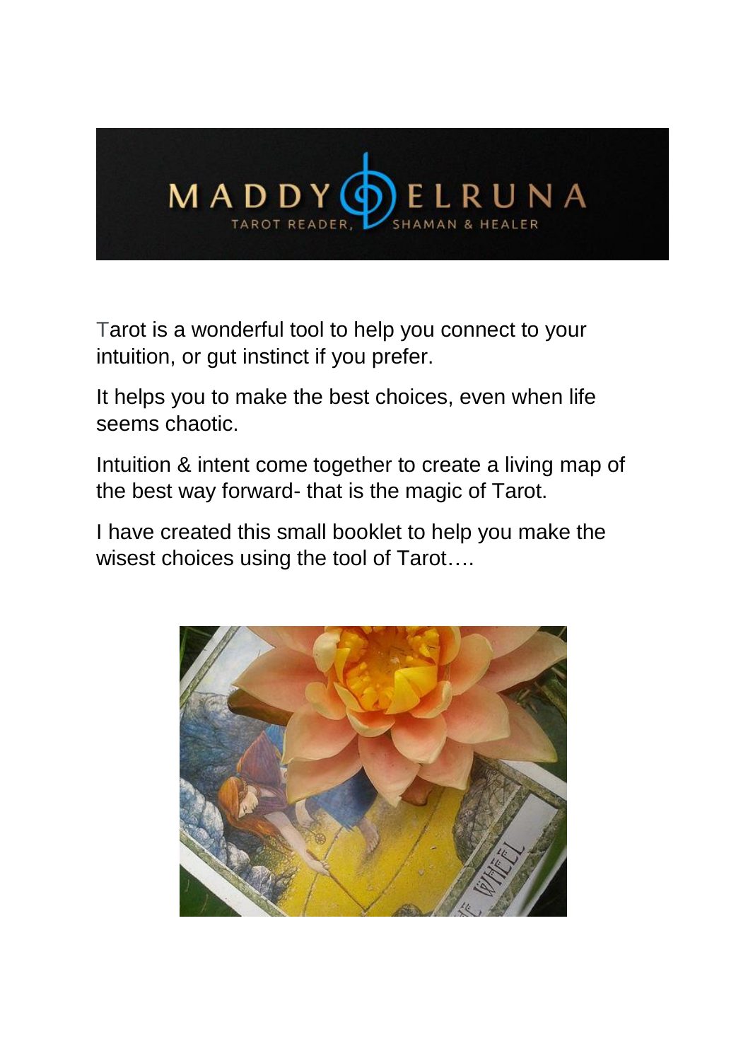# MADDY ELRUNA

TAROT READER, SHAMAN & HEALER

Tarot is a wonderful tool to help you connect to your intuition, or gut instinct if you prefer.

It helps you to make the best choices, even when life seems chaotic.

Intuition & intent come together to create a living map of the best way forward- that is the magic of Tarot.

I have created this small booklet to help you make the wisest choices using the tool of Tarot….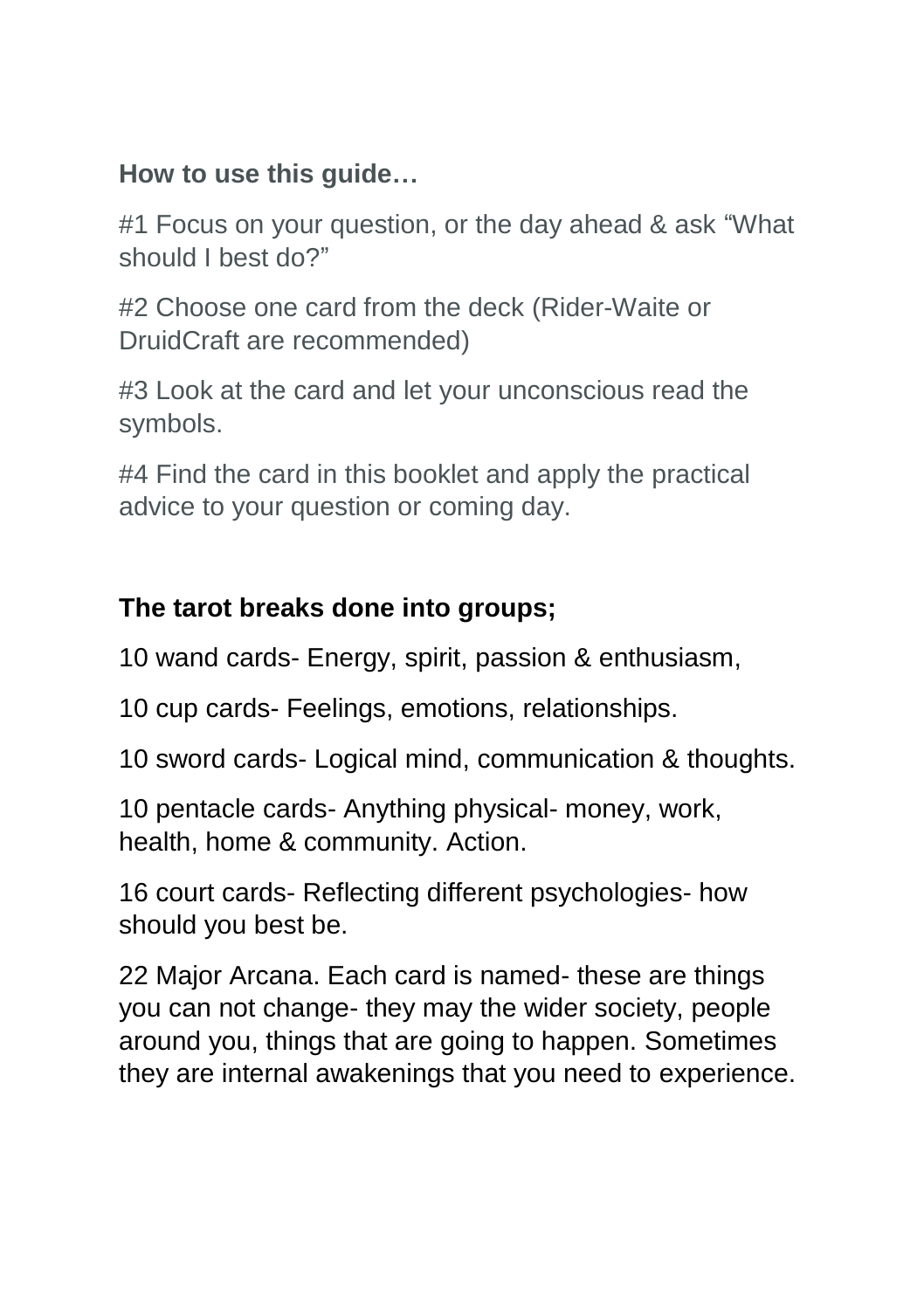**How to use this guide…**

#1 Focus on your question, or the day ahead & ask “What should I best do?”

#2 Choose one card from the deck (Rider-Waite or DruidCraft are recommended)

#3 Look at the card and let your unconscious read the symbols.

#4 Find the card in this booklet and apply the practical advice to your question or coming day.

**The tarot breaks done into groups;**

10 wand cards- Energy, spirit, passion & enthusiasm,

10 cup cards- Feelings, emotions, relationships.

10 sword cards- Logical mind, communication & thoughts.

10 pentacle cards- Anything physical- money, work, health, home & community. Action.

16 court cards- Reflecting different psychologies- how should you best be.

22 Major Arcana. Each card is named- these are things you can not change- they may the wider society, people around you, things that are going to happen. Sometimes they are internal awakenings that you need to experience.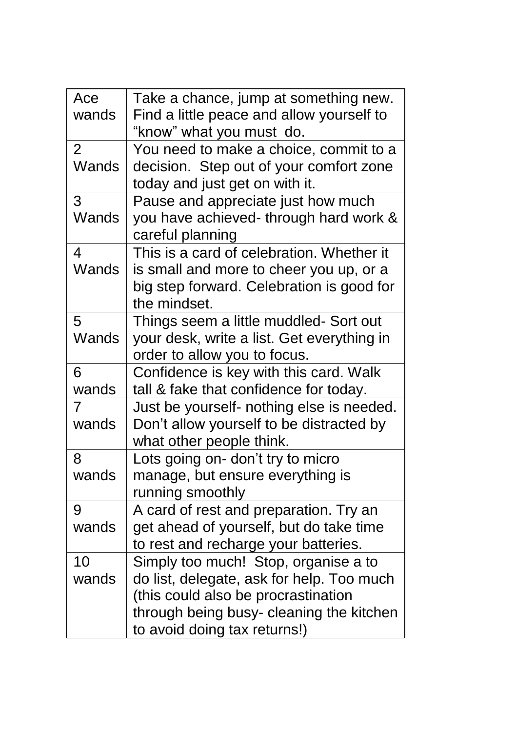| Ace wands | Take a chance, jump at something new. Find a little peace and allow yourself to "know" what you must do. |
| --- | --- |
| 2 Wands | You need to make a choice, commit to a decision. Step out of your comfort zone today and just get on with it. |
| 3 Wands | Pause and appreciate just how much you have achieved- through hard work & careful planning |
| 4 Wands | This is a card of celebration. Whether it is small and more to cheer you up, or a big step forward. Celebration is good for the mindset. |
| 5 Wands | Things seem a little muddled- Sort out your desk, write a list. Get everything in order to allow you to focus. |
| 6 wands | Confidence is key with this card. Walk tall & fake that confidence for today. |
| 7 wands | Just be yourself- nothing else is needed. Don't allow yourself to be distracted by what other people think. |
| 8 wands | Lots going on- don't try to micro manage, but ensure everything is running smoothly |
| 9 wands | A card of rest and preparation. Try an get ahead of yourself, but do take time to rest and recharge your batteries. |
| 10 wands | Simply too much! Stop, organise a to do list, delegate, ask for help. Too much (this could also be procrastination through being busy- cleaning the kitchen to avoid doing tax returns!) |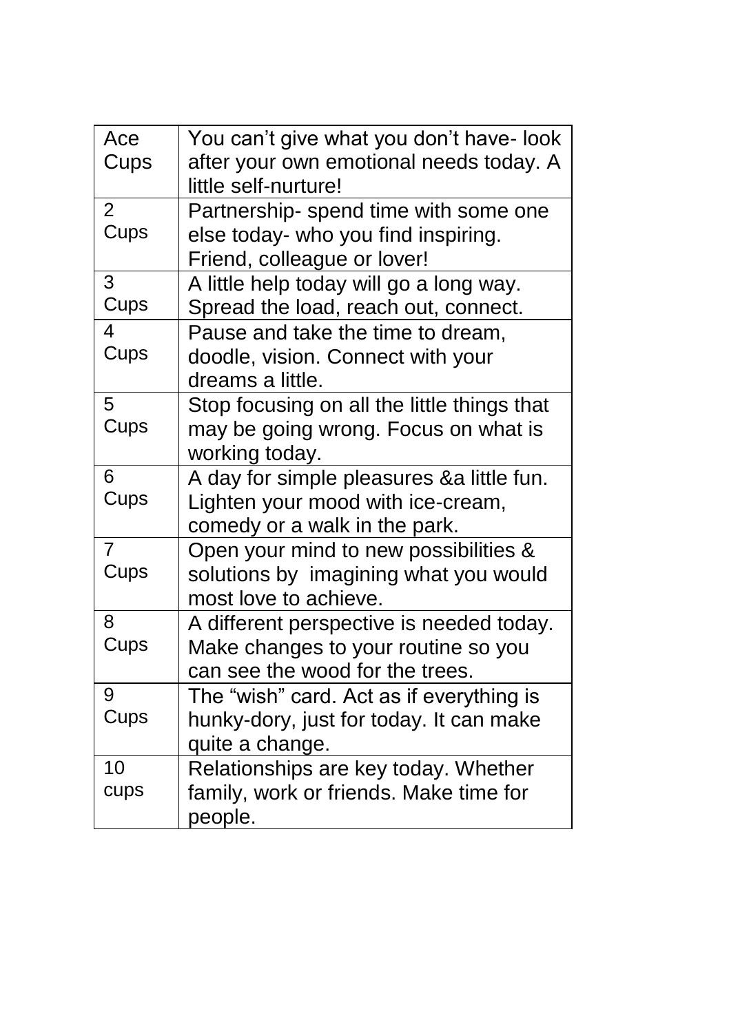| Ace Cups | You can't give what you don't have- look after your own emotional needs today. A little self-nurture! |
|---|---|
| 2 Cups | Partnership- spend time with some one else today- who you find inspiring. Friend, colleague or lover! |
| 3 Cups | A little help today will go a long way. Spread the load, reach out, connect. |
| 4 Cups | Pause and take the time to dream, doodle, vision. Connect with your dreams a little. |
| 5 Cups | Stop focusing on all the little things that may be going wrong. Focus on what is working today. |
| 6 Cups | A day for simple pleasures &a little fun. Lighten your mood with ice-cream, comedy or a walk in the park. |
| 7 Cups | Open your mind to new possibilities & solutions by imagining what you would most love to achieve. |
| 8 Cups | A different perspective is needed today. Make changes to your routine so you can see the wood for the trees. |
| 9 Cups | The "wish" card. Act as if everything is hunky-dory, just for today. It can make quite a change. |
| 10 cups | Relationships are key today. Whether family, work or friends. Make time for people. |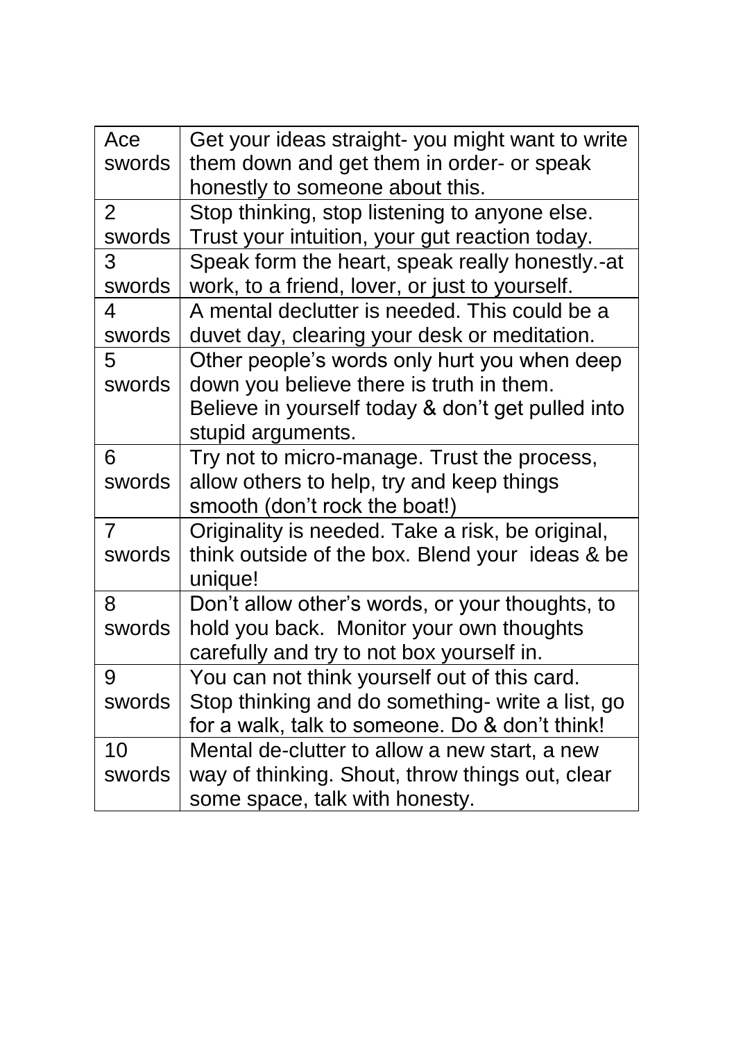| Ace swords | Get your ideas straight- you might want to write them down and get them in order- or speak honestly to someone about this. |
|---|---|
| 2 swords | Stop thinking, stop listening to anyone else. Trust your intuition, your gut reaction today. |
| 3 swords | Speak form the heart, speak really honestly.-at work, to a friend, lover, or just to yourself. |
| 4 swords | A mental declutter is needed. This could be a duvet day, clearing your desk or meditation. |
| 5 swords | Other people's words only hurt you when deep down you believe there is truth in them. Believe in yourself today & don't get pulled into stupid arguments. |
| 6 swords | Try not to micro-manage. Trust the process, allow others to help, try and keep things smooth (don't rock the boat!) |
| 7 swords | Originality is needed. Take a risk, be original, think outside of the box. Blend your ideas & be unique! |
| 8 swords | Don't allow other's words, or your thoughts, to hold you back. Monitor your own thoughts carefully and try to not box yourself in. |
| 9 swords | You can not think yourself out of this card. Stop thinking and do something- write a list, go for a walk, talk to someone. Do & don't think! |
| 10 swords | Mental de-clutter to allow a new start, a new way of thinking. Shout, throw things out, clear some space, talk with honesty. |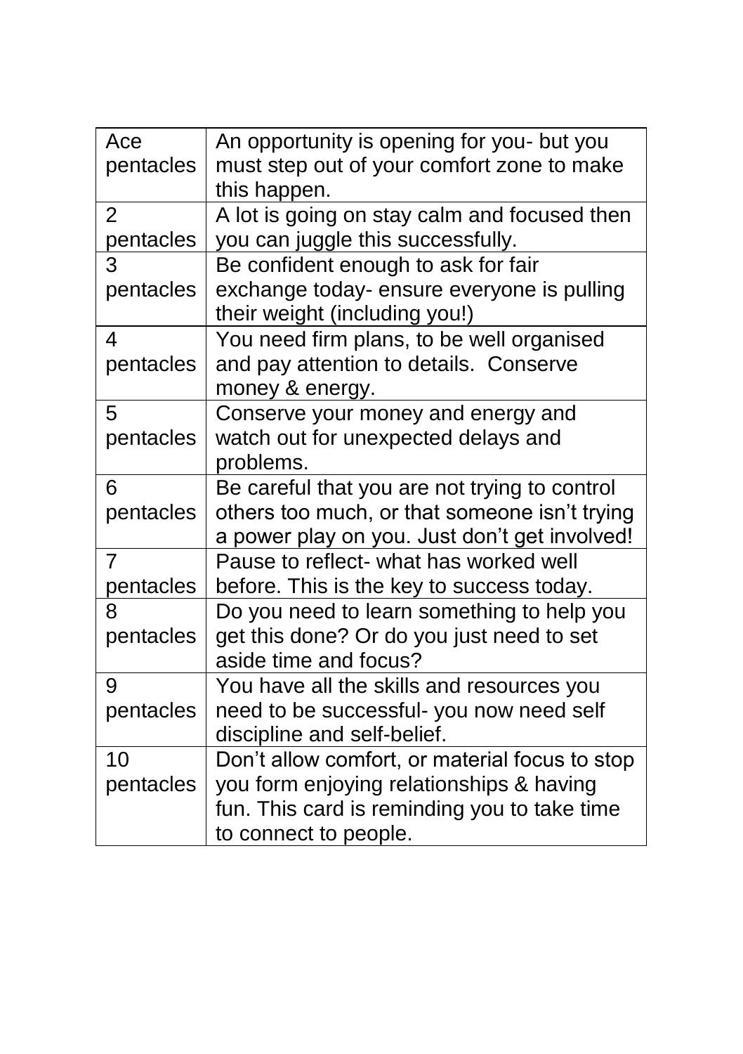| Ace pentacles | An opportunity is opening for you- but you must step out of your comfort zone to make this happen. |
|---|---|
| 2 pentacles | A lot is going on stay calm and focused then you can juggle this successfully. |
| 3 pentacles | Be confident enough to ask for fair exchange today- ensure everyone is pulling their weight (including you!) |
| 4 pentacles | You need firm plans, to be well organised and pay attention to details. Conserve money & energy. |
| 5 pentacles | Conserve your money and energy and watch out for unexpected delays and problems. |
| 6 pentacles | Be careful that you are not trying to control others too much, or that someone isn't trying a power play on you. Just don't get involved! |
| 7 pentacles | Pause to reflect- what has worked well before. This is the key to success today. |
| 8 pentacles | Do you need to learn something to help you get this done? Or do you just need to set aside time and focus? |
| 9 pentacles | You have all the skills and resources you need to be successful- you now need self discipline and self-belief. |
| 10 pentacles | Don't allow comfort, or material focus to stop you form enjoying relationships & having fun. This card is reminding you to take time to connect to people. |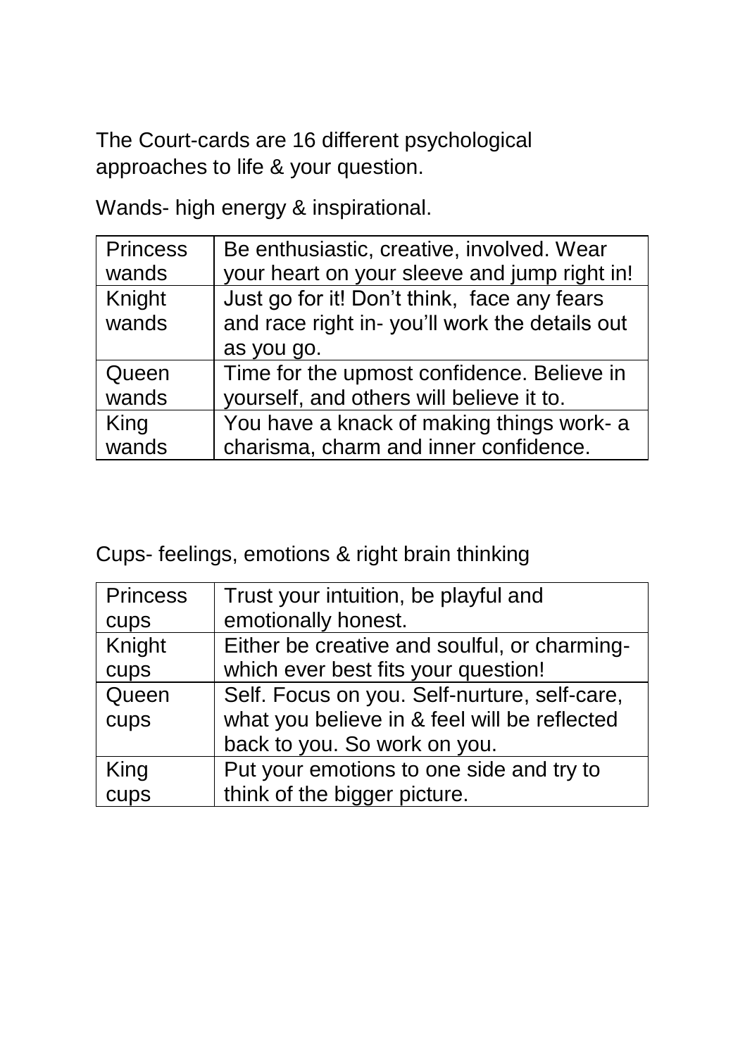The Court-cards are 16 different psychological approaches to life & your question.

Wands- high energy & inspirational.

| Princess wands | Be enthusiastic, creative, involved. Wear your heart on your sleeve and jump right in! |
|---|---|
| Knight wands | Just go for it! Don't think, face any fears and race right in- you'll work the details out as you go. |
| Queen wands | Time for the upmost confidence. Believe in yourself, and others will believe it to. |
| King wands | You have a knack of making things work- a charisma, charm and inner confidence. |

Cups- feelings, emotions & right brain thinking

| Princess cups | Trust your intuition, be playful and emotionally honest. |
|---|---|
| Knight cups | Either be creative and soulful, or charming- which ever best fits your question! |
| Queen cups | Self. Focus on you. Self-nurture, self-care, what you believe in & feel will be reflected back to you. So work on you. |
| King cups | Put your emotions to one side and try to think of the bigger picture. |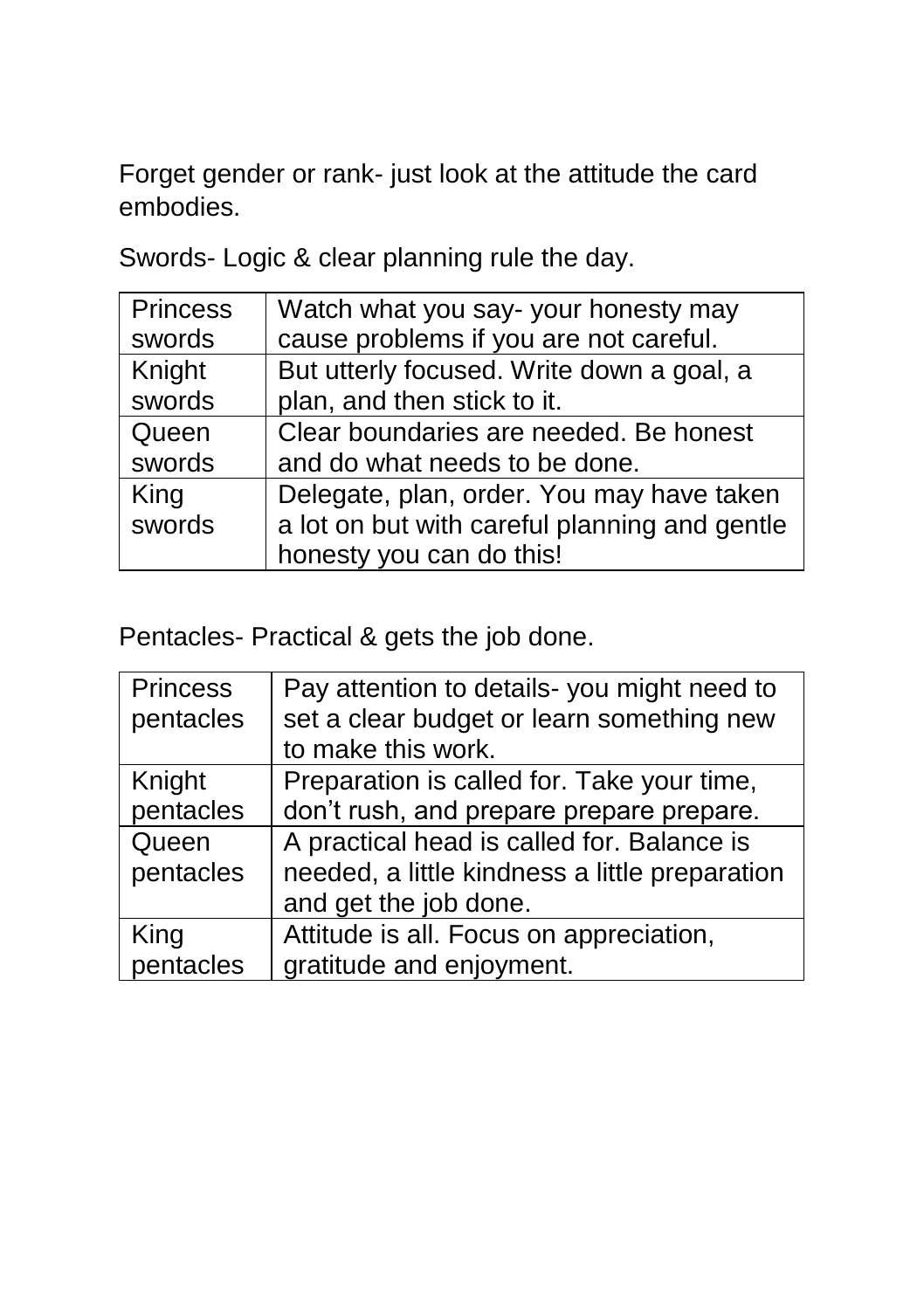Forget gender or rank- just look at the attitude the card embodies.

Swords- Logic & clear planning rule the day.

| | |
|---|---|
| Princess swords | Watch what you say- your honesty may cause problems if you are not careful. |
| Knight swords | But utterly focused. Write down a goal, a plan, and then stick to it. |
| Queen swords | Clear boundaries are needed. Be honest and do what needs to be done. |
| King swords | Delegate, plan, order. You may have taken a lot on but with careful planning and gentle honesty you can do this! |

Pentacles- Practical & gets the job done.

| | |
|---|---|
| Princess pentacles | Pay attention to details- you might need to set a clear budget or learn something new to make this work. |
| Knight pentacles | Preparation is called for. Take your time, don't rush, and prepare prepare prepare. |
| Queen pentacles | A practical head is called for. Balance is needed, a little kindness a little preparation and get the job done. |
| King pentacles | Attitude is all. Focus on appreciation, gratitude and enjoyment. |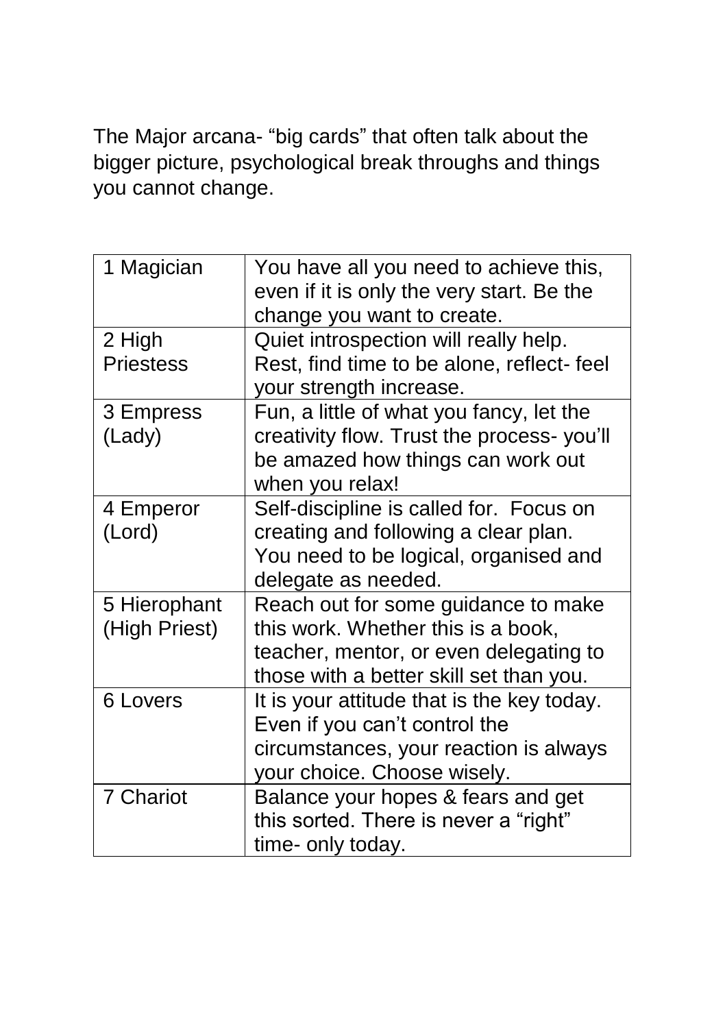The Major arcana- “big cards” that often talk about the bigger picture, psychological break throughs and things you cannot change.

| | |
|---|---|
| 1 Magician | You have all you need to achieve this, even if it is only the very start. Be the change you want to create. |
| 2 High Priestess | Quiet introspection will really help. Rest, find time to be alone, reflect- feel your strength increase. |
| 3 Empress (Lady) | Fun, a little of what you fancy, let the creativity flow. Trust the process- you’ll be amazed how things can work out when you relax! |
| 4 Emperor (Lord) | Self-discipline is called for. Focus on creating and following a clear plan. You need to be logical, organised and delegate as needed. |
| 5 Hierophant (High Priest) | Reach out for some guidance to make this work. Whether this is a book, teacher, mentor, or even delegating to those with a better skill set than you. |
| 6 Lovers | It is your attitude that is the key today. Even if you can’t control the circumstances, your reaction is always your choice. Choose wisely. |
| 7 Chariot | Balance your hopes & fears and get this sorted. There is never a “right” time- only today. |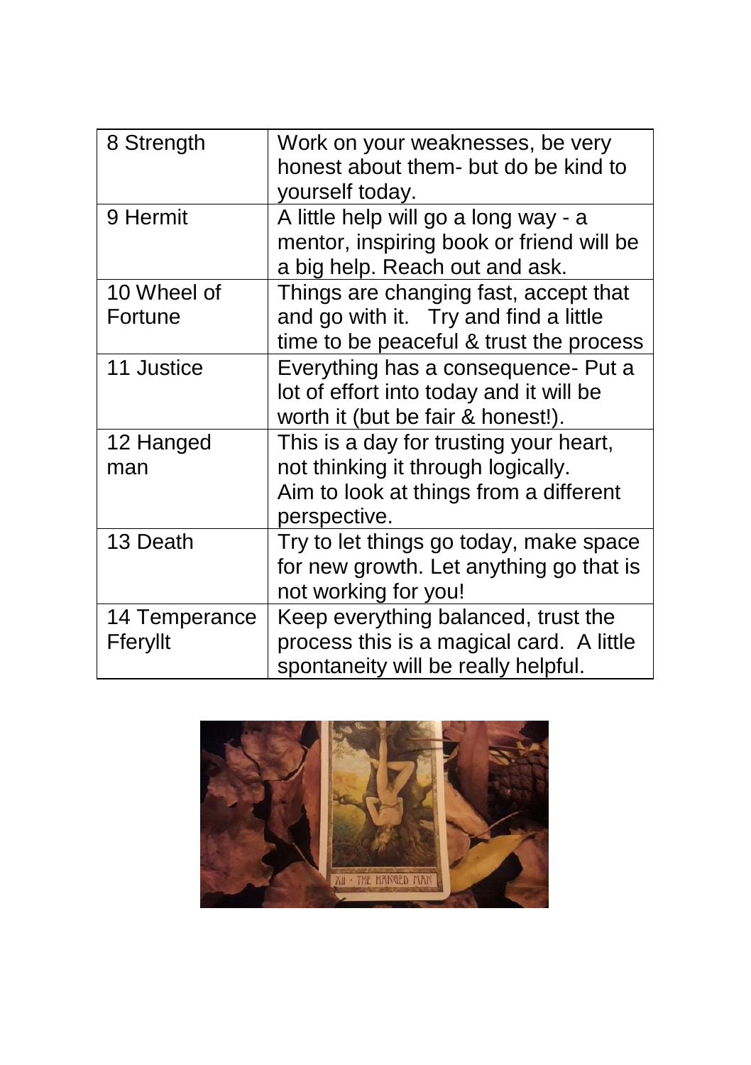| | |
|---|---|
| 8 Strength | Work on your weaknesses, be very honest about them- but do be kind to yourself today. |
| 9 Hermit | A little help will go a long way - a mentor, inspiring book or friend will be a big help. Reach out and ask. |
| 10 Wheel of Fortune | Things are changing fast, accept that and go with it. Try and find a little time to be peaceful & trust the process |
| 11 Justice | Everything has a consequence- Put a lot of effort into today and it will be worth it (but be fair & honest!). |
| 12 Hanged man | This is a day for trusting your heart, not thinking it through logically. Aim to look at things from a different perspective. |
| 13 Death | Try to let things go today, make space for new growth. Let anything go that is not working for you! |
| 14 Temperance Fferyllt | Keep everything balanced, trust the process this is a magical card. A little spontaneity will be really helpful. |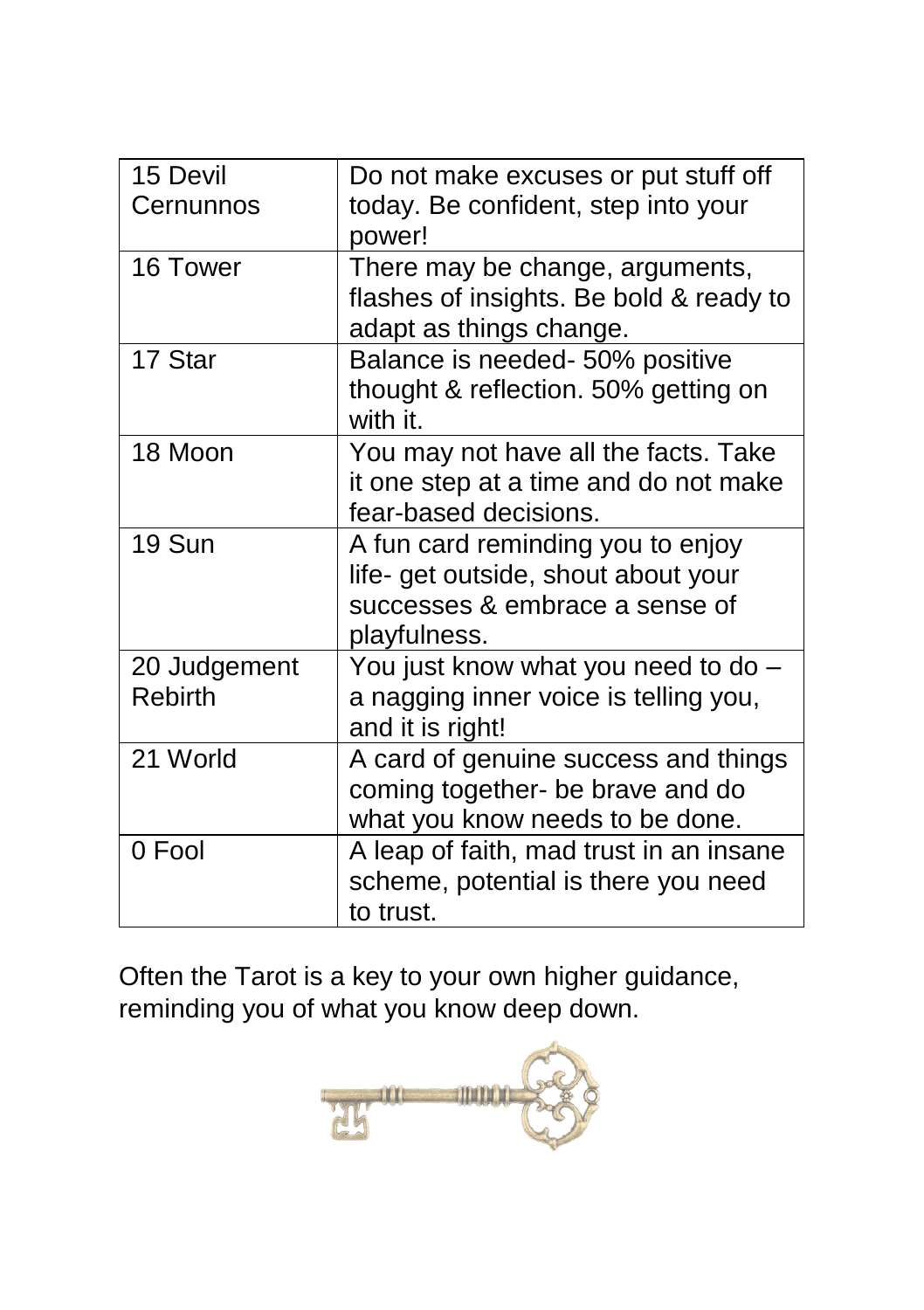| 15 Devil Cernunnos | Do not make excuses or put stuff off today. Be confident, step into your power! |
|---|---|
| 16 Tower | There may be change, arguments, flashes of insights. Be bold & ready to adapt as things change. |
| 17 Star | Balance is needed- 50% positive thought & reflection. 50% getting on with it. |
| 18 Moon | You may not have all the facts. Take it one step at a time and do not make fear-based decisions. |
| 19 Sun | A fun card reminding you to enjoy life- get outside, shout about your successes & embrace a sense of playfulness. |
| 20 Judgement Rebirth | You just know what you need to do – a nagging inner voice is telling you, and it is right! |
| 21 World | A card of genuine success and things coming together- be brave and do what you know needs to be done. |
| 0 Fool | A leap of faith, mad trust in an insane scheme, potential is there you need to trust. |

Often the Tarot is a key to your own higher guidance, reminding you of what you know deep down.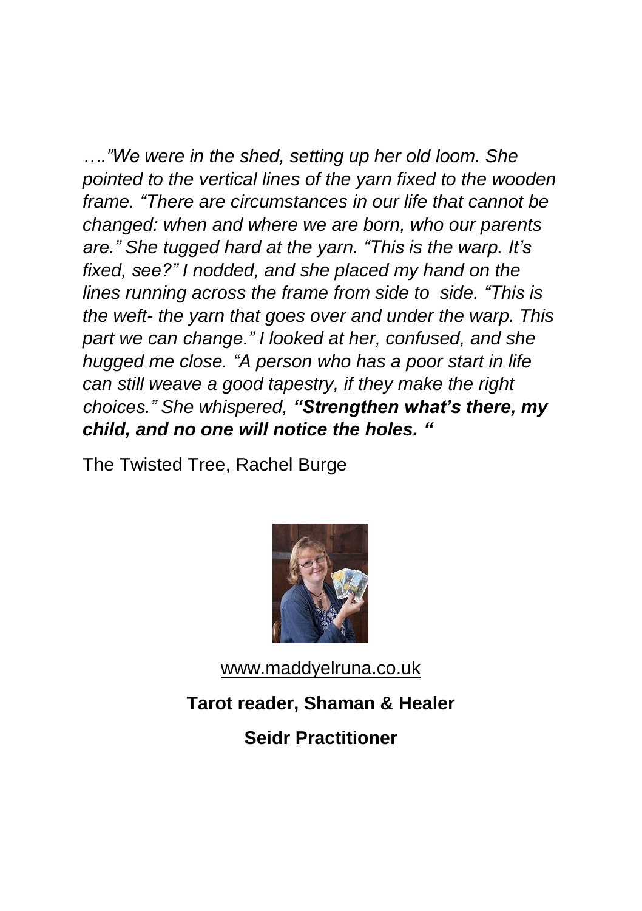*…."We were in the shed, setting up her old loom. She pointed to the vertical lines of the yarn fixed to the wooden frame. "There are circumstances in our life that cannot be changed: when and where we are born, who our parents are." She tugged hard at the yarn. "This is the warp. It's fixed, see?" I nodded, and she placed my hand on the lines running across the frame from side to side. "This is the weft- the yarn that goes over and under the warp. This part we can change." I looked at her, confused, and she hugged me close. "A person who has a poor start in life can still weave a good tapestry, if they make the right choices." She whispered,* ***"Strengthen what's there, my child, and no one will notice the holes. "***

The Twisted Tree, Rachel Burge

www.maddyelruna.co.uk

**Tarot reader, Shaman & Healer**

**Seidr Practitioner**